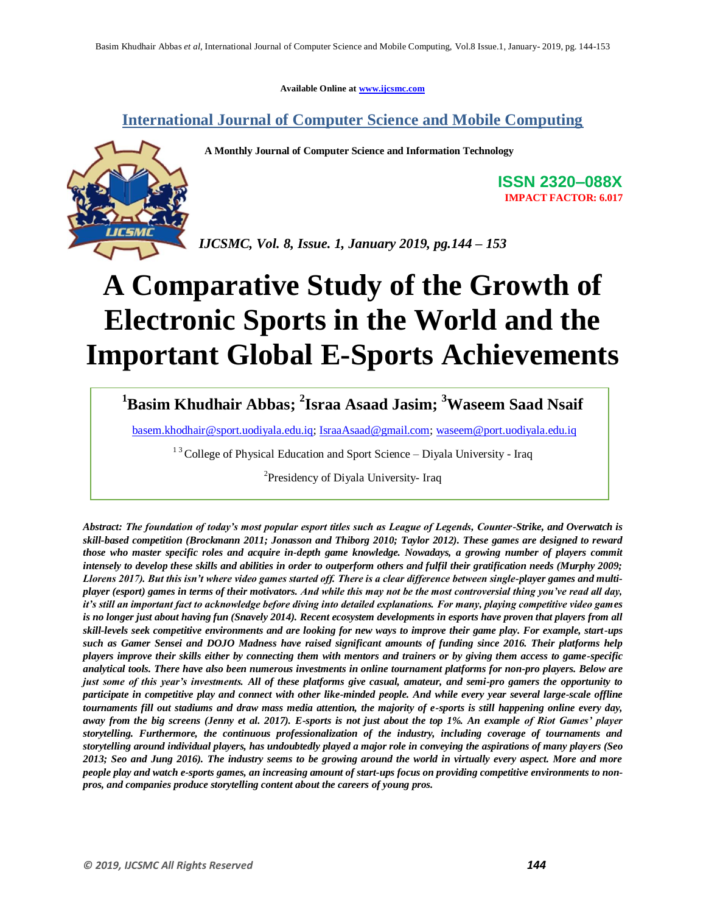Available Online at www.ijcsmc.com

## International Journal of Computer Science and Mobile Computing

**A Monthly Journal of Computer Science and Information Technology**

**ISSN 2320–088X**
**IMPACT FACTOR: 6.017**

*IJCSMC, Vol. 8, Issue. 1, January 2019, pg.144 – 153*

# A Comparative Study of the Growth of Electronic Sports in the World and the Important Global E-Sports Achievements

**[1]Basim Khudhair Abbas; [2]Israa Asaad Jasim; [3]Waseem Saad Nsaif**

basem.khodhair@sport.uodiyala.edu.iq; IsraaAsaad@gmail.com; waseem@port.uodiyala.edu.iq

[1 3] College of Physical Education and Sport Science – Diyala University - Iraq

[2]Presidency of Diyala University- Iraq

***Abstract:** The foundation of today's most popular esport titles such as League of Legends, Counter-Strike, and Overwatch is skill-based competition (Brockmann 2011; Jonasson and Thiborg 2010; Taylor 2012). These games are designed to reward those who master specific roles and acquire in-depth game knowledge. Nowadays, a growing number of players commit intensely to develop these skills and abilities in order to outperform others and fulfil their gratification needs (Murphy 2009; Llorens 2017). But this isn't where video games started off. There is a clear difference between single-player games and multi-player (esport) games in terms of their motivators. And while this may not be the most controversial thing you've read all day, it's still an important fact to acknowledge before diving into detailed explanations. For many, playing competitive video games is no longer just about having fun (Snavely 2014). Recent ecosystem developments in esports have proven that players from all skill-levels seek competitive environments and are looking for new ways to improve their game play. For example, start-ups such as Gamer Sensei and DOJO Madness have raised significant amounts of funding since 2016. Their platforms help players improve their skills either by connecting them with mentors and trainers or by giving them access to game-specific analytical tools. There have also been numerous investments in online tournament platforms for non-pro players. Below are just some of this year's investments. All of these platforms give casual, amateur, and semi-pro gamers the opportunity to participate in competitive play and connect with other like-minded people. And while every year several large-scale offline tournaments fill out stadiums and draw mass media attention, the majority of e-sports is still happening online every day, away from the big screens (Jenny et al. 2017). E-sports is not just about the top 1%. An example of Riot Games' player storytelling. Furthermore, the continuous professionalization of the industry, including coverage of tournaments and storytelling around individual players, has undoubtedly played a major role in conveying the aspirations of many players (Seo 2013; Seo and Jung 2016). The industry seems to be growing around the world in virtually every aspect. More and more people play and watch e-sports games, an increasing amount of start-ups focus on providing competitive environments to non-pros, and companies produce storytelling content about the careers of young pros.*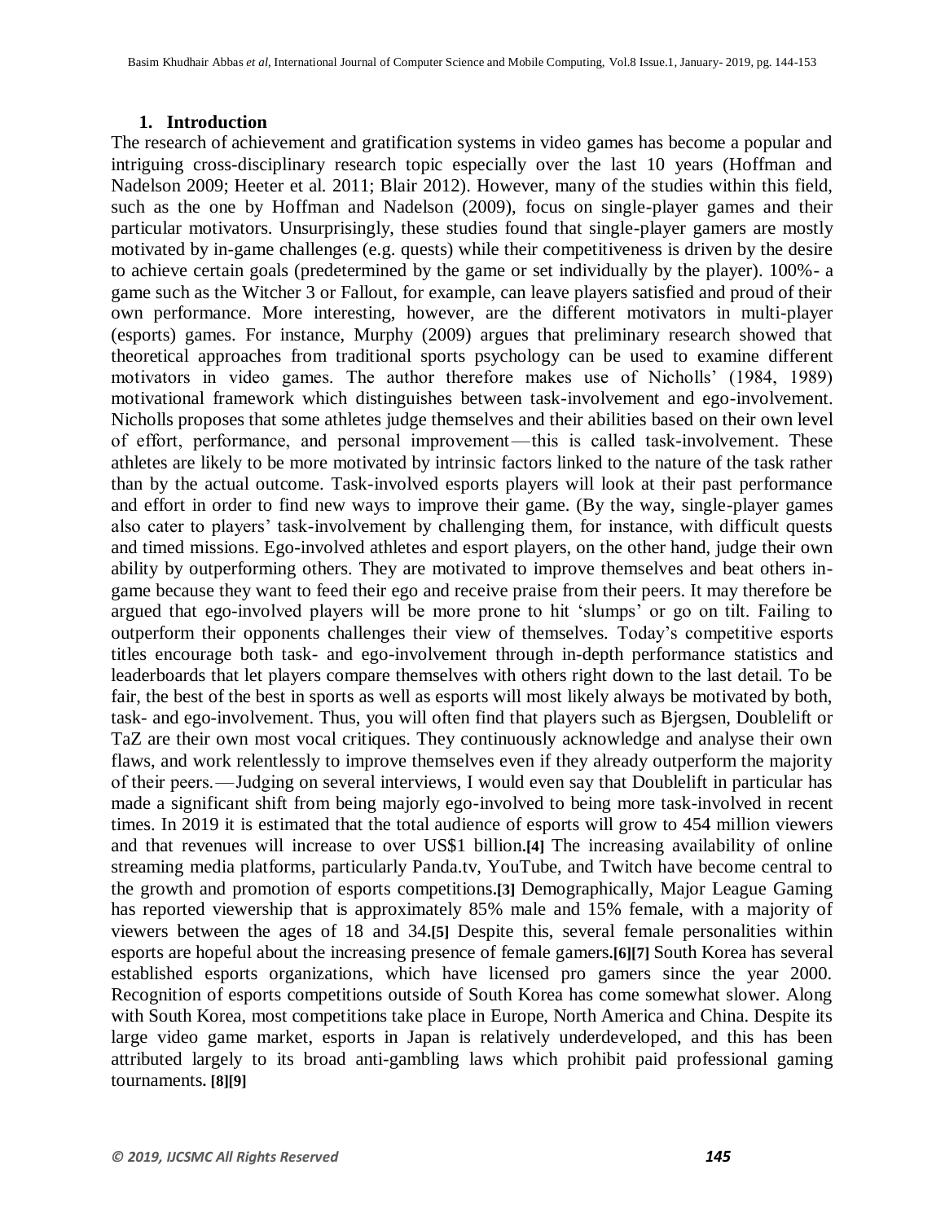## 1. Introduction

The research of achievement and gratification systems in video games has become a popular and intriguing cross-disciplinary research topic especially over the last 10 years (Hoffman and Nadelson 2009; Heeter et al. 2011; Blair 2012). However, many of the studies within this field, such as the one by Hoffman and Nadelson (2009), focus on single-player games and their particular motivators. Unsurprisingly, these studies found that single-player gamers are mostly motivated by in-game challenges (e.g. quests) while their competitiveness is driven by the desire to achieve certain goals (predetermined by the game or set individually by the player). 100%- a game such as the Witcher 3 or Fallout, for example, can leave players satisfied and proud of their own performance. More interesting, however, are the different motivators in multi-player (esports) games. For instance, Murphy (2009) argues that preliminary research showed that theoretical approaches from traditional sports psychology can be used to examine different motivators in video games. The author therefore makes use of Nicholls' (1984, 1989) motivational framework which distinguishes between task-involvement and ego-involvement. Nicholls proposes that some athletes judge themselves and their abilities based on their own level of effort, performance, and personal improvement — this is called task-involvement. These athletes are likely to be more motivated by intrinsic factors linked to the nature of the task rather than by the actual outcome. Task-involved esports players will look at their past performance and effort in order to find new ways to improve their game. (By the way, single-player games also cater to players' task-involvement by challenging them, for instance, with difficult quests and timed missions. Ego-involved athletes and esport players, on the other hand, judge their own ability by outperforming others. They are motivated to improve themselves and beat others in-game because they want to feed their ego and receive praise from their peers. It may therefore be argued that ego-involved players will be more prone to hit 'slumps' or go on tilt. Failing to outperform their opponents challenges their view of themselves. Today's competitive esports titles encourage both task- and ego-involvement through in-depth performance statistics and leaderboards that let players compare themselves with others right down to the last detail. To be fair, the best of the best in sports as well as esports will most likely always be motivated by both, task- and ego-involvement. Thus, you will often find that players such as Bjergsen, Doublelift or TaZ are their own most vocal critiques. They continuously acknowledge and analyse their own flaws, and work relentlessly to improve themselves even if they already outperform the majority of their peers. — Judging on several interviews, I would even say that Doublelift in particular has made a significant shift from being majorly ego-involved to being more task-involved in recent times. In 2019 it is estimated that the total audience of esports will grow to 454 million viewers and that revenues will increase to over US$1 billion.**[4]** The increasing availability of online streaming media platforms, particularly Panda.tv, YouTube, and Twitch have become central to the growth and promotion of esports competitions.**[3]** Demographically, Major League Gaming has reported viewership that is approximately 85% male and 15% female, with a majority of viewers between the ages of 18 and 34.**[5]** Despite this, several female personalities within esports are hopeful about the increasing presence of female gamers.**[6][7]** South Korea has several established esports organizations, which have licensed pro gamers since the year 2000. Recognition of esports competitions outside of South Korea has come somewhat slower. Along with South Korea, most competitions take place in Europe, North America and China. Despite its large video game market, esports in Japan is relatively underdeveloped, and this has been attributed largely to its broad anti-gambling laws which prohibit paid professional gaming tournaments. **[8][9]**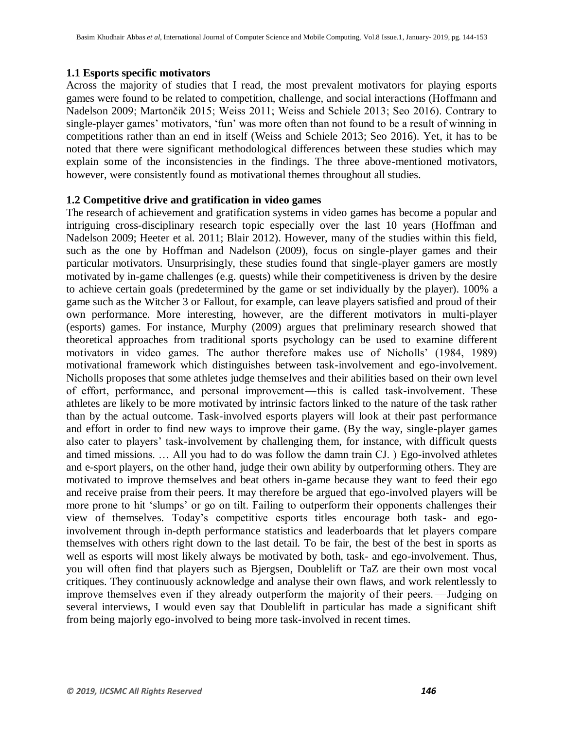### 1.1 Esports specific motivators

Across the majority of studies that I read, the most prevalent motivators for playing esports games were found to be related to competition, challenge, and social interactions (Hoffmann and Nadelson 2009; Martončik 2015; Weiss 2011; Weiss and Schiele 2013; Seo 2016). Contrary to single-player games' motivators, 'fun' was more often than not found to be a result of winning in competitions rather than an end in itself (Weiss and Schiele 2013; Seo 2016). Yet, it has to be noted that there were significant methodological differences between these studies which may explain some of the inconsistencies in the findings. The three above-mentioned motivators, however, were consistently found as motivational themes throughout all studies.

### 1.2 Competitive drive and gratification in video games

The research of achievement and gratification systems in video games has become a popular and intriguing cross-disciplinary research topic especially over the last 10 years (Hoffman and Nadelson 2009; Heeter et al. 2011; Blair 2012). However, many of the studies within this field, such as the one by Hoffman and Nadelson (2009), focus on single-player games and their particular motivators. Unsurprisingly, these studies found that single-player gamers are mostly motivated by in-game challenges (e.g. quests) while their competitiveness is driven by the desire to achieve certain goals (predetermined by the game or set individually by the player). 100% a game such as the Witcher 3 or Fallout, for example, can leave players satisfied and proud of their own performance. More interesting, however, are the different motivators in multi-player (esports) games. For instance, Murphy (2009) argues that preliminary research showed that theoretical approaches from traditional sports psychology can be used to examine different motivators in video games. The author therefore makes use of Nicholls' (1984, 1989) motivational framework which distinguishes between task-involvement and ego-involvement. Nicholls proposes that some athletes judge themselves and their abilities based on their own level of effort, performance, and personal improvement — this is called task-involvement. These athletes are likely to be more motivated by intrinsic factors linked to the nature of the task rather than by the actual outcome. Task-involved esports players will look at their past performance and effort in order to find new ways to improve their game. (By the way, single-player games also cater to players' task-involvement by challenging them, for instance, with difficult quests and timed missions. … All you had to do was follow the damn train CJ. ) Ego-involved athletes and e-sport players, on the other hand, judge their own ability by outperforming others. They are motivated to improve themselves and beat others in-game because they want to feed their ego and receive praise from their peers. It may therefore be argued that ego-involved players will be more prone to hit 'slumps' or go on tilt. Failing to outperform their opponents challenges their view of themselves. Today's competitive esports titles encourage both task- and ego-involvement through in-depth performance statistics and leaderboards that let players compare themselves with others right down to the last detail. To be fair, the best of the best in sports as well as esports will most likely always be motivated by both, task- and ego-involvement. Thus, you will often find that players such as Bjergsen, Doublelift or TaZ are their own most vocal critiques. They continuously acknowledge and analyse their own flaws, and work relentlessly to improve themselves even if they already outperform the majority of their peers. — Judging on several interviews, I would even say that Doublelift in particular has made a significant shift from being majorly ego-involved to being more task-involved in recent times.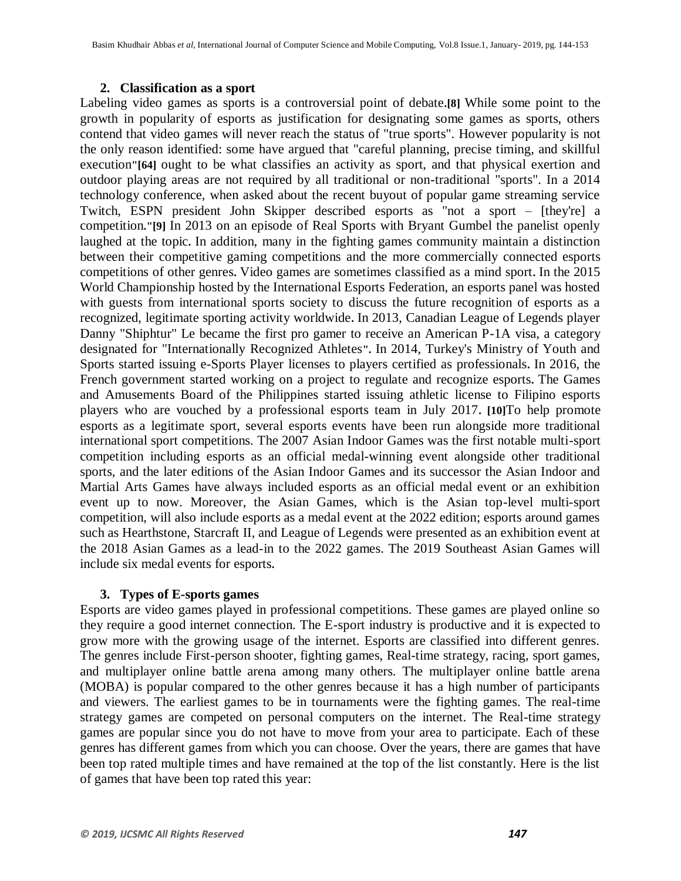## 2. Classification as a sport

Labeling video games as sports is a controversial point of debate.**[8]** While some point to the growth in popularity of esports as justification for designating some games as sports, others contend that video games will never reach the status of "true sports". However popularity is not the only reason identified: some have argued that "careful planning, precise timing, and skillful execution"**[64]** ought to be what classifies an activity as sport, and that physical exertion and outdoor playing areas are not required by all traditional or non-traditional "sports". In a 2014 technology conference, when asked about the recent buyout of popular game streaming service Twitch, ESPN president John Skipper described esports as "not a sport – [they're] a competition."**[9]** In 2013 on an episode of Real Sports with Bryant Gumbel the panelist openly laughed at the topic. In addition, many in the fighting games community maintain a distinction between their competitive gaming competitions and the more commercially connected esports competitions of other genres. Video games are sometimes classified as a mind sport. In the 2015 World Championship hosted by the International Esports Federation, an esports panel was hosted with guests from international sports society to discuss the future recognition of esports as a recognized, legitimate sporting activity worldwide. In 2013, Canadian League of Legends player Danny "Shiphtur" Le became the first pro gamer to receive an American P-1A visa, a category designated for "Internationally Recognized Athletes". In 2014, Turkey's Ministry of Youth and Sports started issuing e-Sports Player licenses to players certified as professionals. In 2016, the French government started working on a project to regulate and recognize esports. The Games and Amusements Board of the Philippines started issuing athletic license to Filipino esports players who are vouched by a professional esports team in July 2017. **[10]**To help promote esports as a legitimate sport, several esports events have been run alongside more traditional international sport competitions. The 2007 Asian Indoor Games was the first notable multi-sport competition including esports as an official medal-winning event alongside other traditional sports, and the later editions of the Asian Indoor Games and its successor the Asian Indoor and Martial Arts Games have always included esports as an official medal event or an exhibition event up to now. Moreover, the Asian Games, which is the Asian top-level multi-sport competition, will also include esports as a medal event at the 2022 edition; esports around games such as Hearthstone, Starcraft II, and League of Legends were presented as an exhibition event at the 2018 Asian Games as a lead-in to the 2022 games. The 2019 Southeast Asian Games will include six medal events for esports.

## 3. Types of E-sports games

Esports are video games played in professional competitions. These games are played online so they require a good internet connection. The E-sport industry is productive and it is expected to grow more with the growing usage of the internet. Esports are classified into different genres. The genres include First-person shooter, fighting games, Real-time strategy, racing, sport games, and multiplayer online battle arena among many others. The multiplayer online battle arena (MOBA) is popular compared to the other genres because it has a high number of participants and viewers. The earliest games to be in tournaments were the fighting games. The real-time strategy games are competed on personal computers on the internet. The Real-time strategy games are popular since you do not have to move from your area to participate. Each of these genres has different games from which you can choose. Over the years, there are games that have been top rated multiple times and have remained at the top of the list constantly. Here is the list of games that have been top rated this year: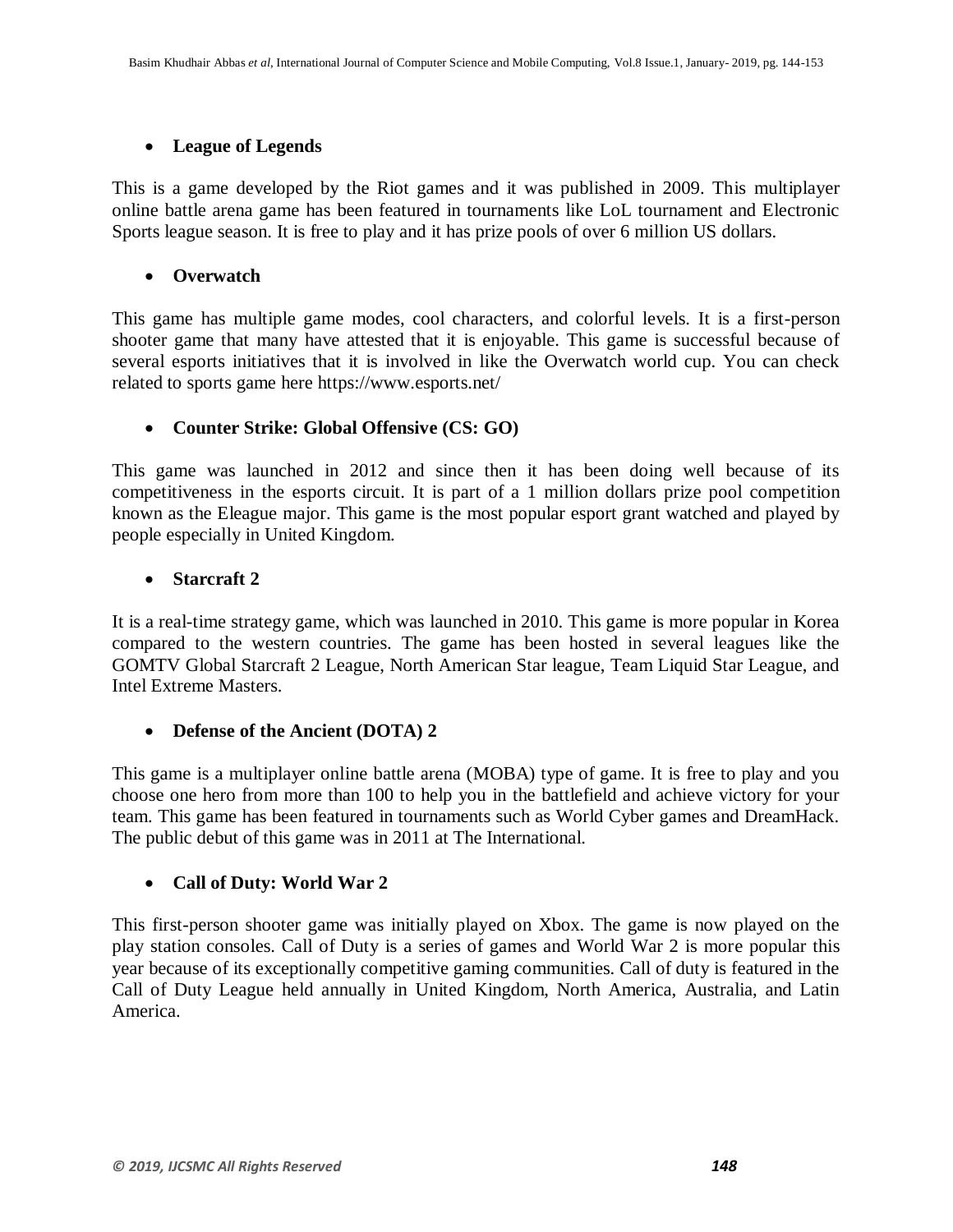- **League of Legends**

This is a game developed by the Riot games and it was published in 2009. This multiplayer online battle arena game has been featured in tournaments like LoL tournament and Electronic Sports league season. It is free to play and it has prize pools of over 6 million US dollars.

- **Overwatch**

This game has multiple game modes, cool characters, and colorful levels. It is a first-person shooter game that many have attested that it is enjoyable. This game is successful because of several esports initiatives that it is involved in like the Overwatch world cup. You can check related to sports game here https://www.esports.net/

- **Counter Strike: Global Offensive (CS: GO)**

This game was launched in 2012 and since then it has been doing well because of its competitiveness in the esports circuit. It is part of a 1 million dollars prize pool competition known as the Eleague major. This game is the most popular esport grant watched and played by people especially in United Kingdom.

- **Starcraft 2**

It is a real-time strategy game, which was launched in 2010. This game is more popular in Korea compared to the western countries. The game has been hosted in several leagues like the GOMTV Global Starcraft 2 League, North American Star league, Team Liquid Star League, and Intel Extreme Masters.

- **Defense of the Ancient (DOTA) 2**

This game is a multiplayer online battle arena (MOBA) type of game. It is free to play and you choose one hero from more than 100 to help you in the battlefield and achieve victory for your team. This game has been featured in tournaments such as World Cyber games and DreamHack. The public debut of this game was in 2011 at The International.

- **Call of Duty: World War 2**

This first-person shooter game was initially played on Xbox. The game is now played on the play station consoles. Call of Duty is a series of games and World War 2 is more popular this year because of its exceptionally competitive gaming communities. Call of duty is featured in the Call of Duty League held annually in United Kingdom, North America, Australia, and Latin America.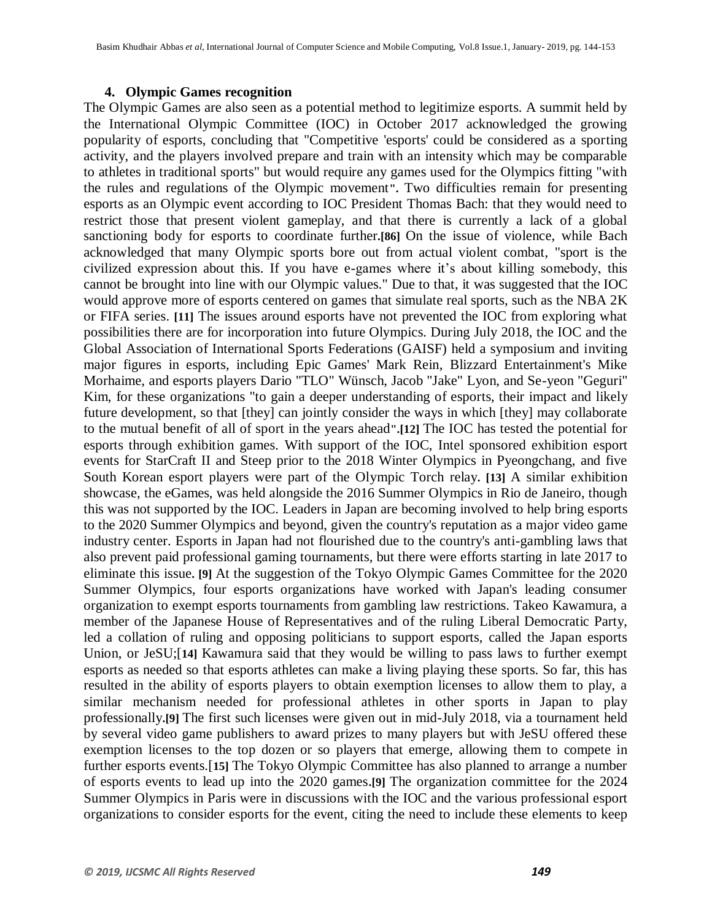### 4. Olympic Games recognition

The Olympic Games are also seen as a potential method to legitimize esports. A summit held by the International Olympic Committee (IOC) in October 2017 acknowledged the growing popularity of esports, concluding that "Competitive 'esports' could be considered as a sporting activity, and the players involved prepare and train with an intensity which may be comparable to athletes in traditional sports" but would require any games used for the Olympics fitting "with the rules and regulations of the Olympic movement". Two difficulties remain for presenting esports as an Olympic event according to IOC President Thomas Bach: that they would need to restrict those that present violent gameplay, and that there is currently a lack of a global sanctioning body for esports to coordinate further.**[86]** On the issue of violence, while Bach acknowledged that many Olympic sports bore out from actual violent combat, "sport is the civilized expression about this. If you have e-games where it's about killing somebody, this cannot be brought into line with our Olympic values." Due to that, it was suggested that the IOC would approve more of esports centered on games that simulate real sports, such as the NBA 2K or FIFA series. **[11]** The issues around esports have not prevented the IOC from exploring what possibilities there are for incorporation into future Olympics. During July 2018, the IOC and the Global Association of International Sports Federations (GAISF) held a symposium and inviting major figures in esports, including Epic Games' Mark Rein, Blizzard Entertainment's Mike Morhaime, and esports players Dario "TLO" Wünsch, Jacob "Jake" Lyon, and Se-yeon "Geguri" Kim, for these organizations "to gain a deeper understanding of esports, their impact and likely future development, so that [they] can jointly consider the ways in which [they] may collaborate to the mutual benefit of all of sport in the years ahead".**[12]** The IOC has tested the potential for esports through exhibition games. With support of the IOC, Intel sponsored exhibition esport events for StarCraft II and Steep prior to the 2018 Winter Olympics in Pyeongchang, and five South Korean esport players were part of the Olympic Torch relay. **[13]** A similar exhibition showcase, the eGames, was held alongside the 2016 Summer Olympics in Rio de Janeiro, though this was not supported by the IOC. Leaders in Japan are becoming involved to help bring esports to the 2020 Summer Olympics and beyond, given the country's reputation as a major video game industry center. Esports in Japan had not flourished due to the country's anti-gambling laws that also prevent paid professional gaming tournaments, but there were efforts starting in late 2017 to eliminate this issue. **[9]** At the suggestion of the Tokyo Olympic Games Committee for the 2020 Summer Olympics, four esports organizations have worked with Japan's leading consumer organization to exempt esports tournaments from gambling law restrictions. Takeo Kawamura, a member of the Japanese House of Representatives and of the ruling Liberal Democratic Party, led a collation of ruling and opposing politicians to support esports, called the Japan esports Union, or JeSU;**[14]** Kawamura said that they would be willing to pass laws to further exempt esports as needed so that esports athletes can make a living playing these sports. So far, this has resulted in the ability of esports players to obtain exemption licenses to allow them to play, a similar mechanism needed for professional athletes in other sports in Japan to play professionally.**[9]** The first such licenses were given out in mid-July 2018, via a tournament held by several video game publishers to award prizes to many players but with JeSU offered these exemption licenses to the top dozen or so players that emerge, allowing them to compete in further esports events.**[15]** The Tokyo Olympic Committee has also planned to arrange a number of esports events to lead up into the 2020 games.**[9]** The organization committee for the 2024 Summer Olympics in Paris were in discussions with the IOC and the various professional esport organizations to consider esports for the event, citing the need to include these elements to keep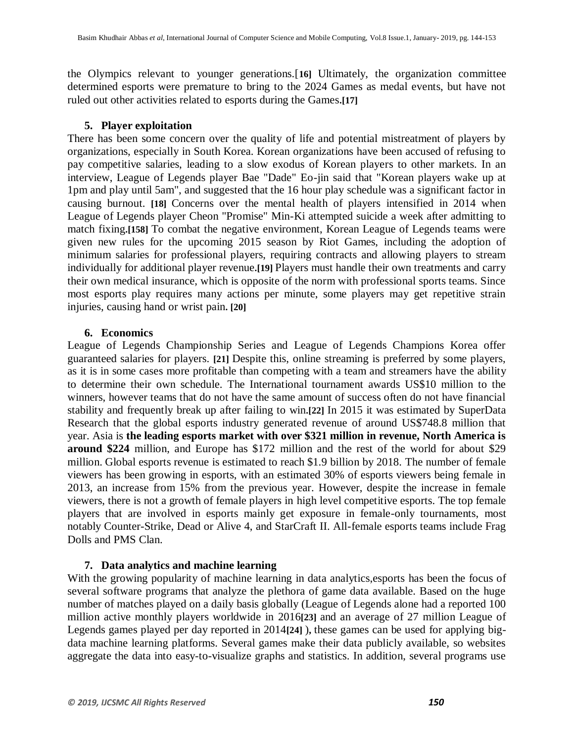the Olympics relevant to younger generations.[16] Ultimately, the organization committee determined esports were premature to bring to the 2024 Games as medal events, but have not ruled out other activities related to esports during the Games.[17]

### 5. Player exploitation

There has been some concern over the quality of life and potential mistreatment of players by organizations, especially in South Korea. Korean organizations have been accused of refusing to pay competitive salaries, leading to a slow exodus of Korean players to other markets. In an interview, League of Legends player Bae "Dade" Eo-jin said that "Korean players wake up at 1pm and play until 5am", and suggested that the 16 hour play schedule was a significant factor in causing burnout. [18] Concerns over the mental health of players intensified in 2014 when League of Legends player Cheon "Promise" Min-Ki attempted suicide a week after admitting to match fixing.[158] To combat the negative environment, Korean League of Legends teams were given new rules for the upcoming 2015 season by Riot Games, including the adoption of minimum salaries for professional players, requiring contracts and allowing players to stream individually for additional player revenue.[19] Players must handle their own treatments and carry their own medical insurance, which is opposite of the norm with professional sports teams. Since most esports play requires many actions per minute, some players may get repetitive strain injuries, causing hand or wrist pain. [20]

### 6. Economics

League of Legends Championship Series and League of Legends Champions Korea offer guaranteed salaries for players. [21] Despite this, online streaming is preferred by some players, as it is in some cases more profitable than competing with a team and streamers have the ability to determine their own schedule. The International tournament awards US$10 million to the winners, however teams that do not have the same amount of success often do not have financial stability and frequently break up after failing to win.[22] In 2015 it was estimated by SuperData Research that the global esports industry generated revenue of around US$748.8 million that year. Asia is **the leading esports market with over $321 million in revenue, North America is around $224** million, and Europe has $172 million and the rest of the world for about $29 million. Global esports revenue is estimated to reach $1.9 billion by 2018. The number of female viewers has been growing in esports, with an estimated 30% of esports viewers being female in 2013, an increase from 15% from the previous year. However, despite the increase in female viewers, there is not a growth of female players in high level competitive esports. The top female players that are involved in esports mainly get exposure in female-only tournaments, most notably Counter-Strike, Dead or Alive 4, and StarCraft II. All-female esports teams include Frag Dolls and PMS Clan.

### 7. Data analytics and machine learning

With the growing popularity of machine learning in data analytics,esports has been the focus of several software programs that analyze the plethora of game data available. Based on the huge number of matches played on a daily basis globally (League of Legends alone had a reported 100 million active monthly players worldwide in 2016[23] and an average of 27 million League of Legends games played per day reported in 2014[24] ), these games can be used for applying big-data machine learning platforms. Several games make their data publicly available, so websites aggregate the data into easy-to-visualize graphs and statistics. In addition, several programs use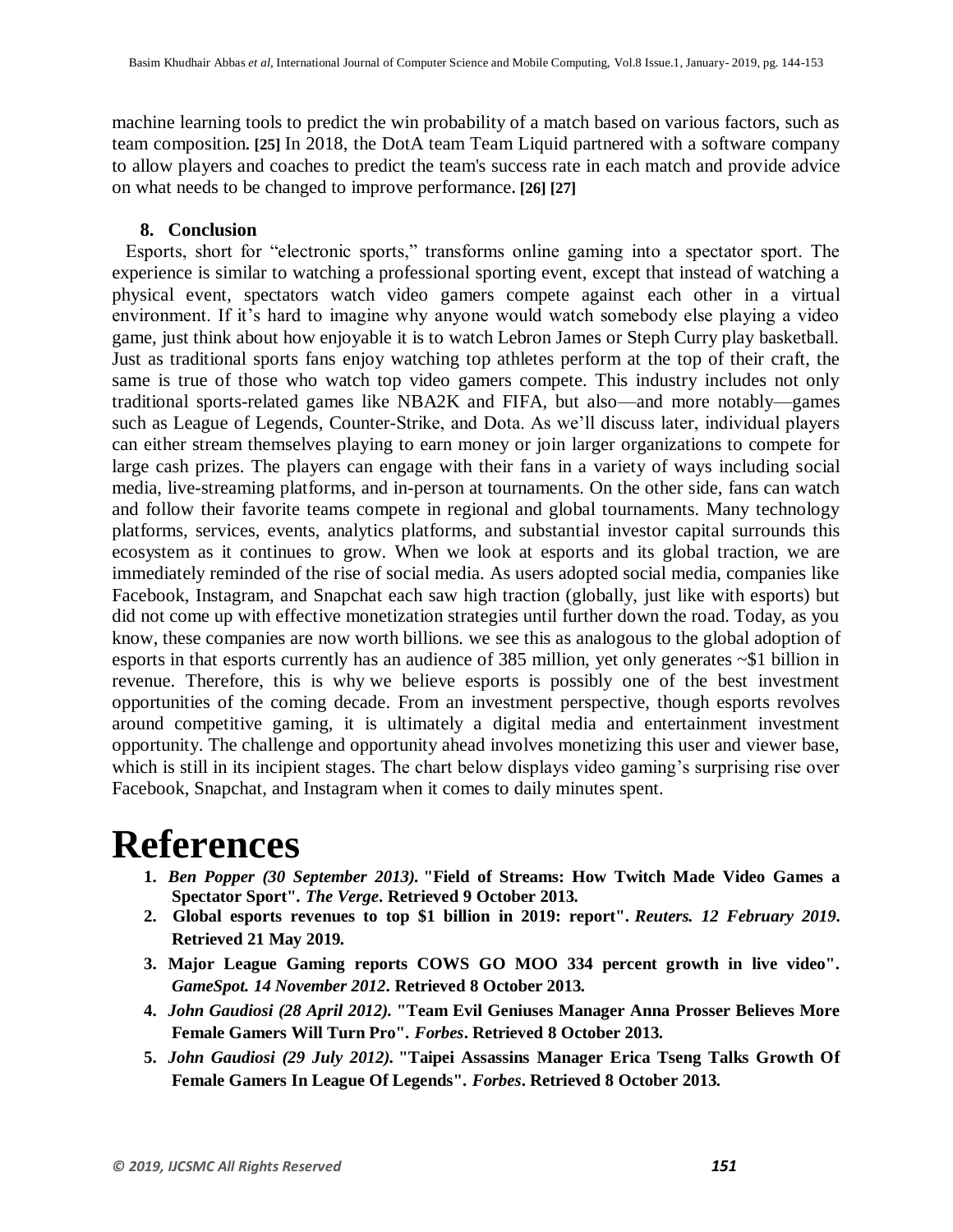machine learning tools to predict the win probability of a match based on various factors, such as team composition. [25] In 2018, the DotA team Team Liquid partnered with a software company to allow players and coaches to predict the team's success rate in each match and provide advice on what needs to be changed to improve performance. [26] [27]

### 8. Conclusion

Esports, short for "electronic sports," transforms online gaming into a spectator sport. The experience is similar to watching a professional sporting event, except that instead of watching a physical event, spectators watch video gamers compete against each other in a virtual environment. If it's hard to imagine why anyone would watch somebody else playing a video game, just think about how enjoyable it is to watch Lebron James or Steph Curry play basketball. Just as traditional sports fans enjoy watching top athletes perform at the top of their craft, the same is true of those who watch top video gamers compete. This industry includes not only traditional sports-related games like NBA2K and FIFA, but also—and more notably—games such as League of Legends, Counter-Strike, and Dota. As we'll discuss later, individual players can either stream themselves playing to earn money or join larger organizations to compete for large cash prizes. The players can engage with their fans in a variety of ways including social media, live-streaming platforms, and in-person at tournaments. On the other side, fans can watch and follow their favorite teams compete in regional and global tournaments. Many technology platforms, services, events, analytics platforms, and substantial investor capital surrounds this ecosystem as it continues to grow. When we look at esports and its global traction, we are immediately reminded of the rise of social media. As users adopted social media, companies like Facebook, Instagram, and Snapchat each saw high traction (globally, just like with esports) but did not come up with effective monetization strategies until further down the road. Today, as you know, these companies are now worth billions. we see this as analogous to the global adoption of esports in that esports currently has an audience of 385 million, yet only generates ~$1 billion in revenue. Therefore, this is why we believe esports is possibly one of the best investment opportunities of the coming decade. From an investment perspective, though esports revolves around competitive gaming, it is ultimately a digital media and entertainment investment opportunity. The challenge and opportunity ahead involves monetizing this user and viewer base, which is still in its incipient stages. The chart below displays video gaming's surprising rise over Facebook, Snapchat, and Instagram when it comes to daily minutes spent.

# References

1. ***Ben Popper (30 September 2013).* "Field of Streams: How Twitch Made Video Games a Spectator Sport". *The Verge*. Retrieved 9 October 2013.**
2. **Global esports revenues to top $1 billion in 2019: report". *Reuters. 12 February 2019*. Retrieved 21 May 2019.**
3. **Major League Gaming reports COWS GO MOO 334 percent growth in live video". *GameSpot. 14 November 2012*. Retrieved 8 October 2013.**
4. ***John Gaudiosi (28 April 2012).* "Team Evil Geniuses Manager Anna Prosser Believes More Female Gamers Will Turn Pro". *Forbes*. Retrieved 8 October 2013.**
5. ***John Gaudiosi (29 July 2012).* "Taipei Assassins Manager Erica Tseng Talks Growth Of Female Gamers In League Of Legends". *Forbes*. Retrieved 8 October 2013.**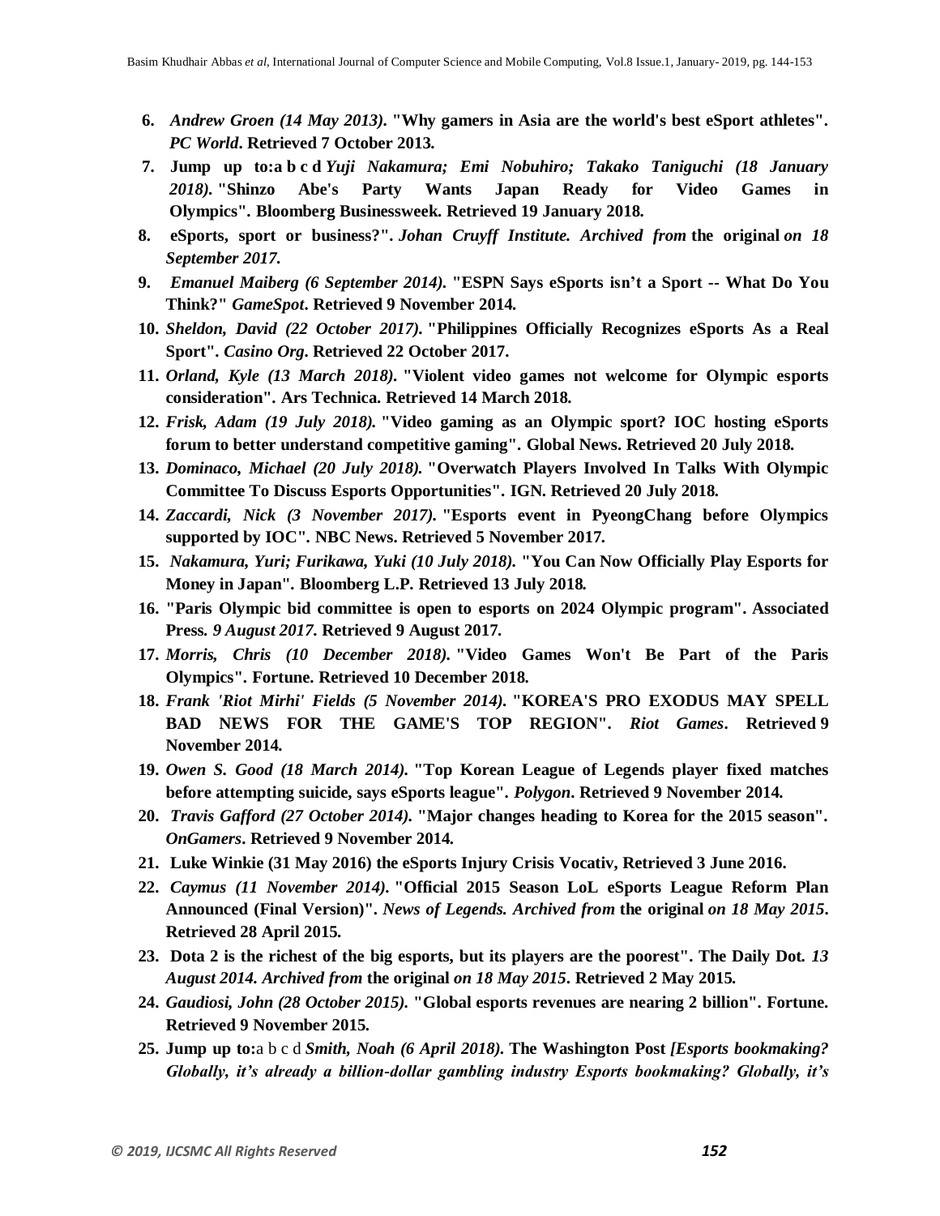6. *Andrew Groen (14 May 2013)*. **"Why gamers in Asia are the world's best eSport athletes".** ***PC World*. Retrieved 7 October 2013.**
7. **Jump up to:a b c d** *Yuji Nakamura; Emi Nobuhiro; Takako Taniguchi (18 January 2018)*. **"Shinzo Abe's Party Wants Japan Ready for Video Games in Olympics". Bloomberg Businessweek. Retrieved 19 January 2018.**
8. **eSports, sport or business?".** ***Johan Cruyff Institute. Archived from*** **the original** ***on 18 September 2017*.**
9. *Emanuel Maiberg (6 September 2014)*. **"ESPN Says eSports isn't a Sport -- What Do You Think?"** ***GameSpot*. Retrieved 9 November 2014.**
10. ***Sheldon, David (22 October 2017)*. "Philippines Officially Recognizes eSports As a Real Sport". *Casino Org*. Retrieved 22 October 2017.**
11. ***Orland, Kyle (13 March 2018)*. "Violent video games not welcome for Olympic esports consideration". Ars Technica. Retrieved 14 March 2018.**
12. ***Frisk, Adam (19 July 2018)*. "Video gaming as an Olympic sport? IOC hosting eSports forum to better understand competitive gaming". Global News. Retrieved 20 July 2018.**
13. ***Dominaco, Michael (20 July 2018)*. "Overwatch Players Involved In Talks With Olympic Committee To Discuss Esports Opportunities". IGN. Retrieved 20 July 2018.**
14. ***Zaccardi, Nick (3 November 2017)*. "Esports event in PyeongChang before Olympics supported by IOC". NBC News. Retrieved 5 November 2017.**
15. ***Nakamura, Yuri; Furikawa, Yuki (10 July 2018)*. "You Can Now Officially Play Esports for Money in Japan". Bloomberg L.P. Retrieved 13 July 2018.**
16. **"Paris Olympic bid committee is open to esports on 2024 Olympic program". Associated Press. *9 August 2017*. Retrieved 9 August 2017.**
17. ***Morris, Chris (10 December 2018)*. "Video Games Won't Be Part of the Paris Olympics". Fortune. Retrieved 10 December 2018.**
18. ***Frank 'Riot Mirhi' Fields (5 November 2014)*. "KOREA'S PRO EXODUS MAY SPELL BAD NEWS FOR THE GAME'S TOP REGION". *Riot Games*. Retrieved 9 November 2014.**
19. ***Owen S. Good (18 March 2014)*. "Top Korean League of Legends player fixed matches before attempting suicide, says eSports league". *Polygon*. Retrieved 9 November 2014.**
20. ***Travis Gafford (27 October 2014)*. "Major changes heading to Korea for the 2015 season". *OnGamers*. Retrieved 9 November 2014.**
21. **Luke Winkie (31 May 2016) the eSports Injury Crisis Vocativ, Retrieved 3 June 2016.**
22. ***Caymus (11 November 2014)*. "Official 2015 Season LoL eSports League Reform Plan Announced (Final Version)". *News of Legends. Archived from* the original *on 18 May 2015*. Retrieved 28 April 2015.**
23. **Dota 2 is the richest of the big esports, but its players are the poorest". The Daily Dot. *13 August 2014. Archived from* the original *on 18 May 2015*. Retrieved 2 May 2015.**
24. ***Gaudiosi, John (28 October 2015)*. "Global esports revenues are nearing 2 billion". Fortune. Retrieved 9 November 2015.**
25. **Jump up to:**a b c d ***Smith, Noah (6 April 2018)*. The Washington Post *[Esports bookmaking? Globally, it's already a billion-dollar gambling industry Esports bookmaking? Globally, it's***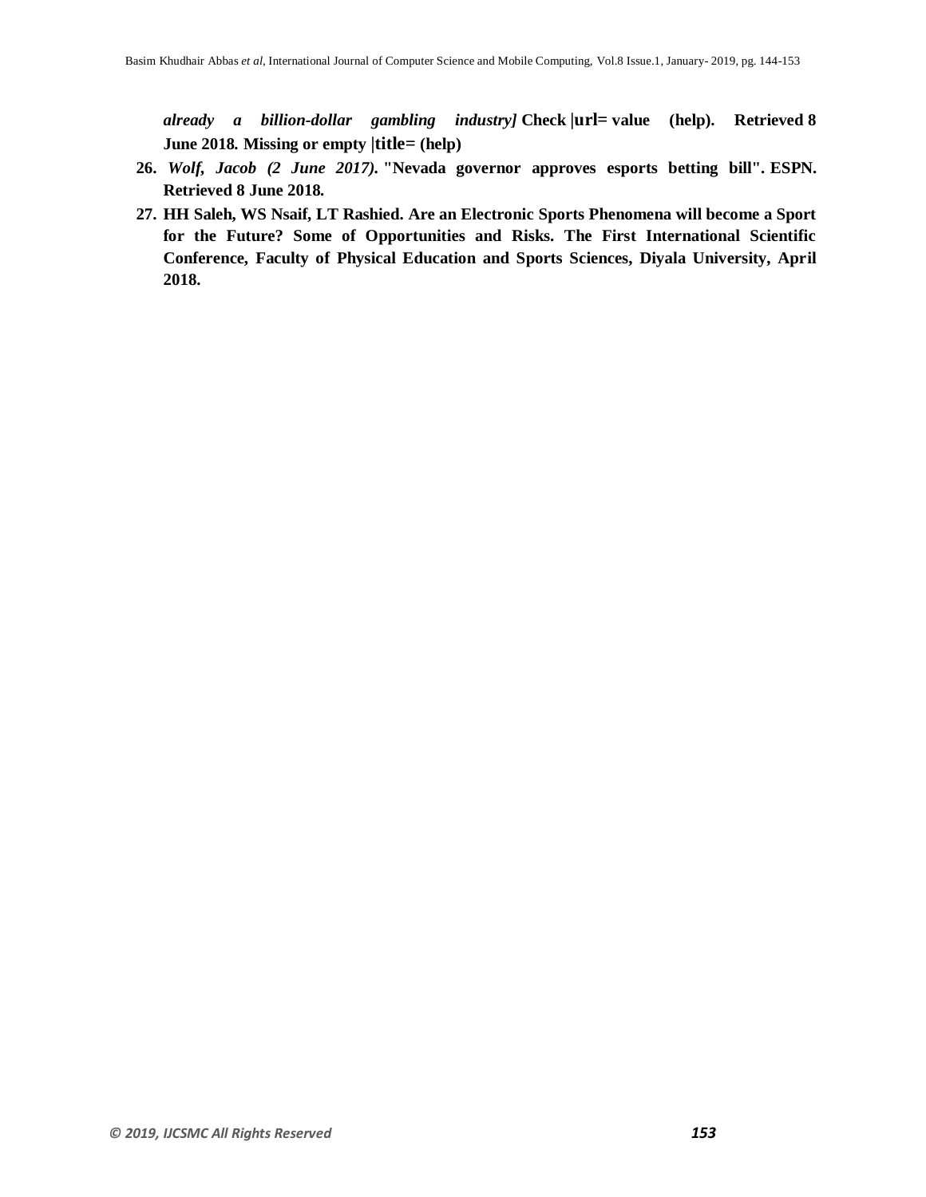***already a billion-dollar gambling industry]* Check |url= value (help). Retrieved 8 June 2018. Missing or empty |title= (help)**

26. ***Wolf, Jacob (2 June 2017).* "Nevada governor approves esports betting bill". ESPN. Retrieved 8 June 2018.**
27. **HH Saleh, WS Nsaif, LT Rashied. Are an Electronic Sports Phenomena will become a Sport for the Future? Some of Opportunities and Risks. The First International Scientific Conference, Faculty of Physical Education and Sports Sciences, Diyala University, April 2018.**